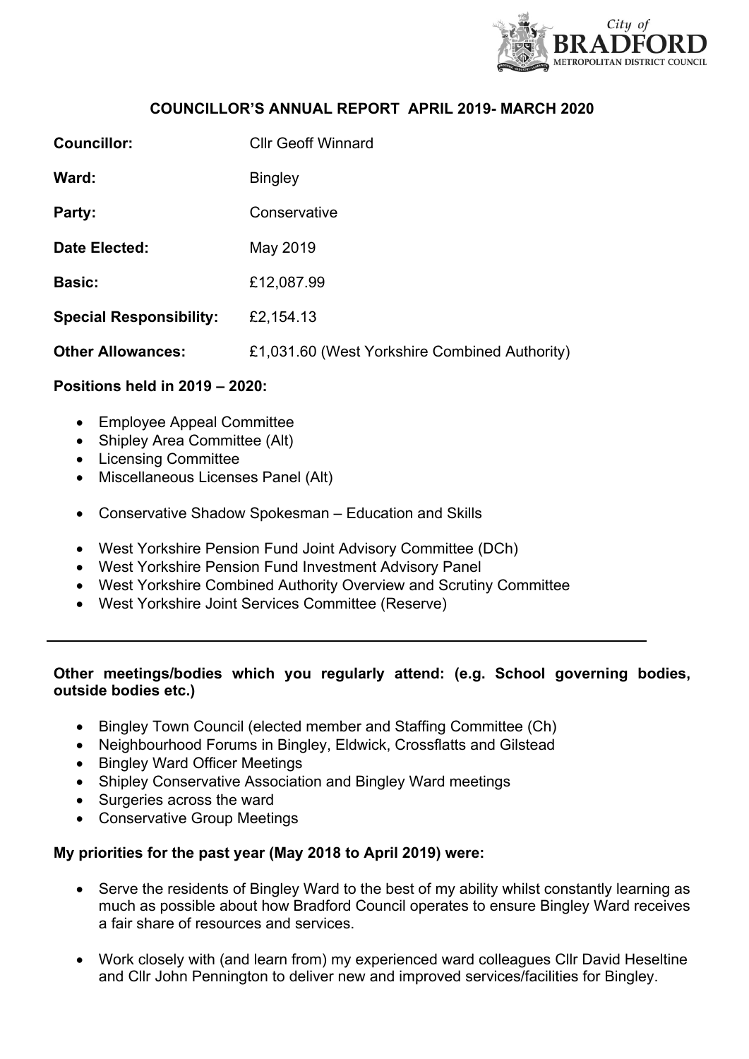City of **BRADFORD** METROPOLITAN DISTRICT COUNCIL

# COUNCILLOR'S ANNUAL REPORT APRIL 2019- MARCH 2020

**Councillor:** Cllr Geoff Winnard

**Ward:** Bingley

**Party:** Conservative

**Date Elected:** May 2019

**Basic:** £12,087.99

**Special Responsibility:** £2,154.13

**Other Allowances:** £1,031.60 (West Yorkshire Combined Authority)

**Positions held in 2019 – 2020:**

- Employee Appeal Committee
- Shipley Area Committee (Alt)
- Licensing Committee
- Miscellaneous Licenses Panel (Alt)

- Conservative Shadow Spokesman – Education and Skills

- West Yorkshire Pension Fund Joint Advisory Committee (DCh)
- West Yorkshire Pension Fund Investment Advisory Panel
- West Yorkshire Combined Authority Overview and Scrutiny Committee
- West Yorkshire Joint Services Committee (Reserve)

---

**Other meetings/bodies which you regularly attend: (e.g. School governing bodies, outside bodies etc.)**

- Bingley Town Council (elected member and Staffing Committee (Ch)
- Neighbourhood Forums in Bingley, Eldwick, Crossflatts and Gilstead
- Bingley Ward Officer Meetings
- Shipley Conservative Association and Bingley Ward meetings
- Surgeries across the ward
- Conservative Group Meetings

**My priorities for the past year (May 2018 to April 2019) were:**

- Serve the residents of Bingley Ward to the best of my ability whilst constantly learning as much as possible about how Bradford Council operates to ensure Bingley Ward receives a fair share of resources and services.

- Work closely with (and learn from) my experienced ward colleagues Cllr David Heseltine and Cllr John Pennington to deliver new and improved services/facilities for Bingley.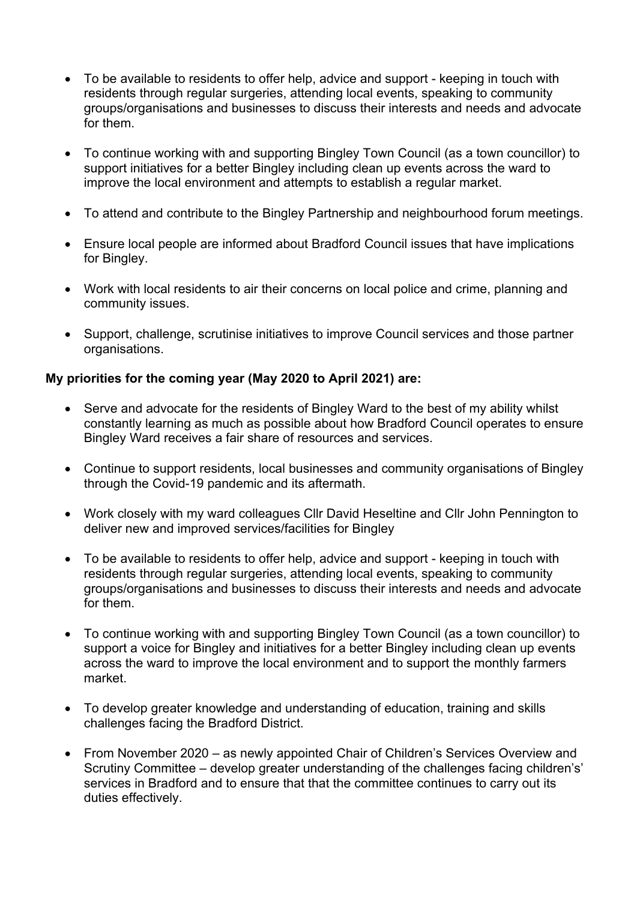- To be available to residents to offer help, advice and support - keeping in touch with residents through regular surgeries, attending local events, speaking to community groups/organisations and businesses to discuss their interests and needs and advocate for them.

- To continue working with and supporting Bingley Town Council (as a town councillor) to support initiatives for a better Bingley including clean up events across the ward to improve the local environment and attempts to establish a regular market.

- To attend and contribute to the Bingley Partnership and neighbourhood forum meetings.

- Ensure local people are informed about Bradford Council issues that have implications for Bingley.

- Work with local residents to air their concerns on local police and crime, planning and community issues.

- Support, challenge, scrutinise initiatives to improve Council services and those partner organisations.

**My priorities for the coming year (May 2020 to April 2021) are:**

- Serve and advocate for the residents of Bingley Ward to the best of my ability whilst constantly learning as much as possible about how Bradford Council operates to ensure Bingley Ward receives a fair share of resources and services.

- Continue to support residents, local businesses and community organisations of Bingley through the Covid-19 pandemic and its aftermath.

- Work closely with my ward colleagues Cllr David Heseltine and Cllr John Pennington to deliver new and improved services/facilities for Bingley

- To be available to residents to offer help, advice and support - keeping in touch with residents through regular surgeries, attending local events, speaking to community groups/organisations and businesses to discuss their interests and needs and advocate for them.

- To continue working with and supporting Bingley Town Council (as a town councillor) to support a voice for Bingley and initiatives for a better Bingley including clean up events across the ward to improve the local environment and to support the monthly farmers market.

- To develop greater knowledge and understanding of education, training and skills challenges facing the Bradford District.

- From November 2020 – as newly appointed Chair of Children's Services Overview and Scrutiny Committee – develop greater understanding of the challenges facing children's' services in Bradford and to ensure that that the committee continues to carry out its duties effectively.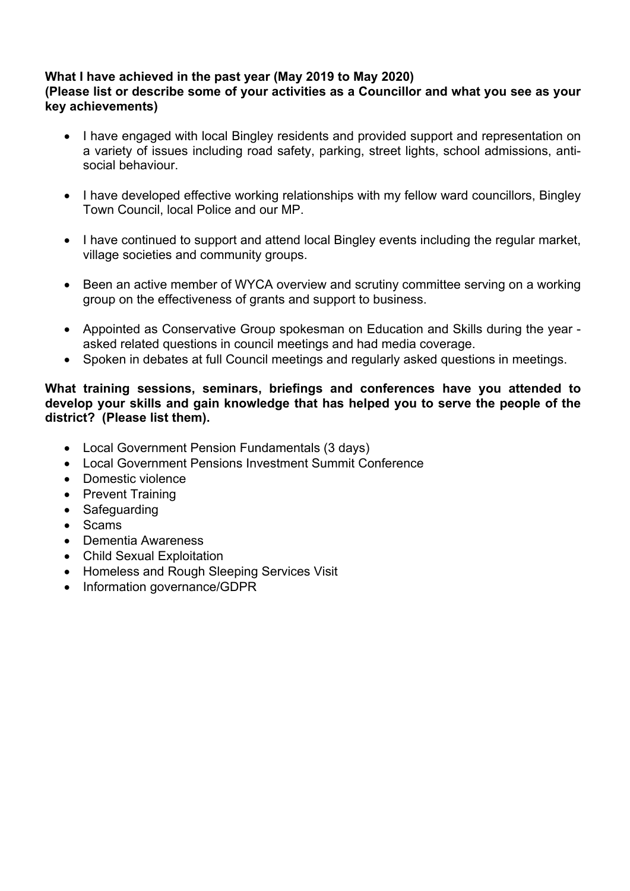**What I have achieved in the past year (May 2019 to May 2020)**
**(Please list or describe some of your activities as a Councillor and what you see as your key achievements)**

- I have engaged with local Bingley residents and provided support and representation on a variety of issues including road safety, parking, street lights, school admissions, anti-social behaviour.

- I have developed effective working relationships with my fellow ward councillors, Bingley Town Council, local Police and our MP.

- I have continued to support and attend local Bingley events including the regular market, village societies and community groups.

- Been an active member of WYCA overview and scrutiny committee serving on a working group on the effectiveness of grants and support to business.

- Appointed as Conservative Group spokesman on Education and Skills during the year - asked related questions in council meetings and had media coverage.
- Spoken in debates at full Council meetings and regularly asked questions in meetings.

**What training sessions, seminars, briefings and conferences have you attended to develop your skills and gain knowledge that has helped you to serve the people of the district? (Please list them).**

- Local Government Pension Fundamentals (3 days)
- Local Government Pensions Investment Summit Conference
- Domestic violence
- Prevent Training
- Safeguarding
- Scams
- Dementia Awareness
- Child Sexual Exploitation
- Homeless and Rough Sleeping Services Visit
- Information governance/GDPR